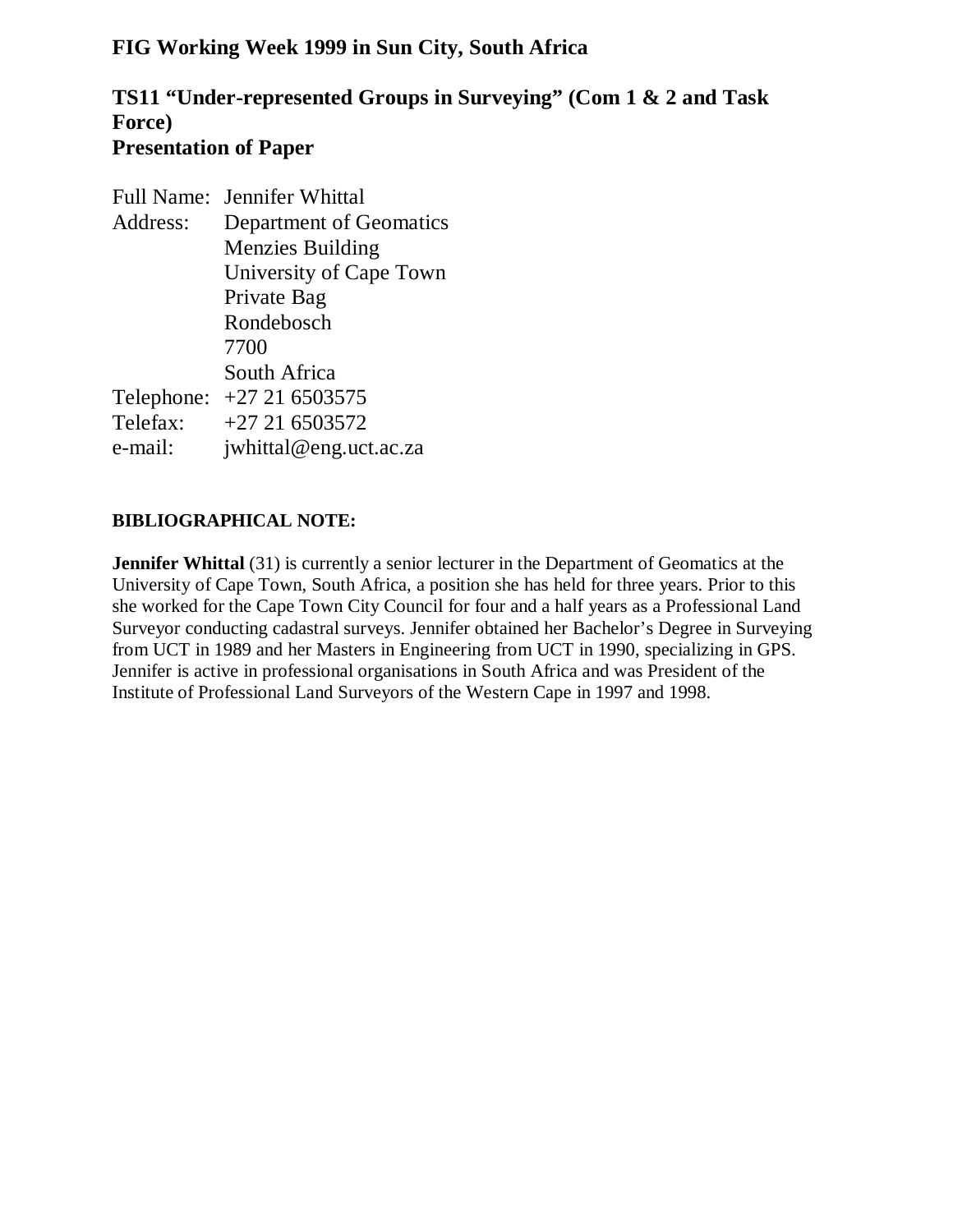# FIG Working Week 1999 in Sun City, South Africa

## TS11 "Under-represented Groups in Surveying" (Com 1 & 2 and Task Force)
## Presentation of Paper

Full Name: Jennifer Whittal
Address: Department of Geomatics
Menzies Building
University of Cape Town
Private Bag
Rondebosch
7700
South Africa
Telephone: +27 21 6503575
Telefax: +27 21 6503572
e-mail: jwhittal@eng.uct.ac.za

**BIBLIOGRAPHICAL NOTE:**

**Jennifer Whittal** (31) is currently a senior lecturer in the Department of Geomatics at the University of Cape Town, South Africa, a position she has held for three years. Prior to this she worked for the Cape Town City Council for four and a half years as a Professional Land Surveyor conducting cadastral surveys. Jennifer obtained her Bachelor's Degree in Surveying from UCT in 1989 and her Masters in Engineering from UCT in 1990, specializing in GPS. Jennifer is active in professional organisations in South Africa and was President of the Institute of Professional Land Surveyors of the Western Cape in 1997 and 1998.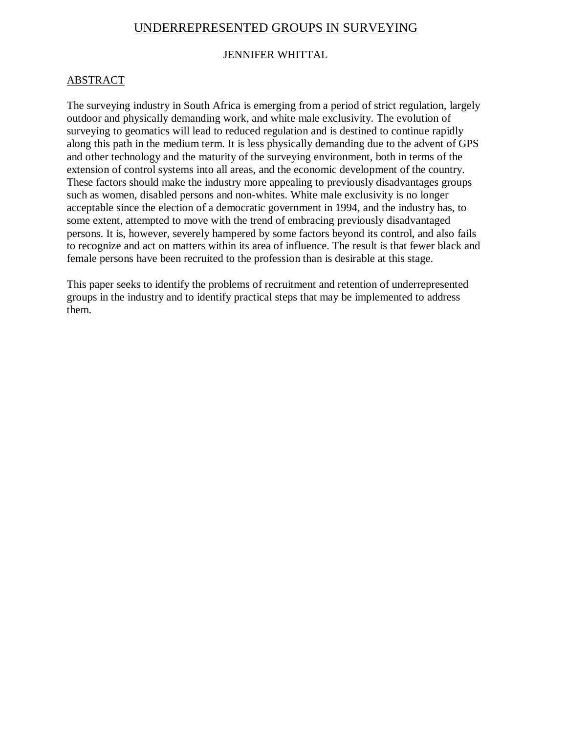# UNDERREPRESENTED GROUPS IN SURVEYING

JENNIFER WHITTAL

## ABSTRACT

The surveying industry in South Africa is emerging from a period of strict regulation, largely outdoor and physically demanding work, and white male exclusivity. The evolution of surveying to geomatics will lead to reduced regulation and is destined to continue rapidly along this path in the medium term. It is less physically demanding due to the advent of GPS and other technology and the maturity of the surveying environment, both in terms of the extension of control systems into all areas, and the economic development of the country. These factors should make the industry more appealing to previously disadvantages groups such as women, disabled persons and non-whites. White male exclusivity is no longer acceptable since the election of a democratic government in 1994, and the industry has, to some extent, attempted to move with the trend of embracing previously disadvantaged persons. It is, however, severely hampered by some factors beyond its control, and also fails to recognize and act on matters within its area of influence. The result is that fewer black and female persons have been recruited to the profession than is desirable at this stage.

This paper seeks to identify the problems of recruitment and retention of underrepresented groups in the industry and to identify practical steps that may be implemented to address them.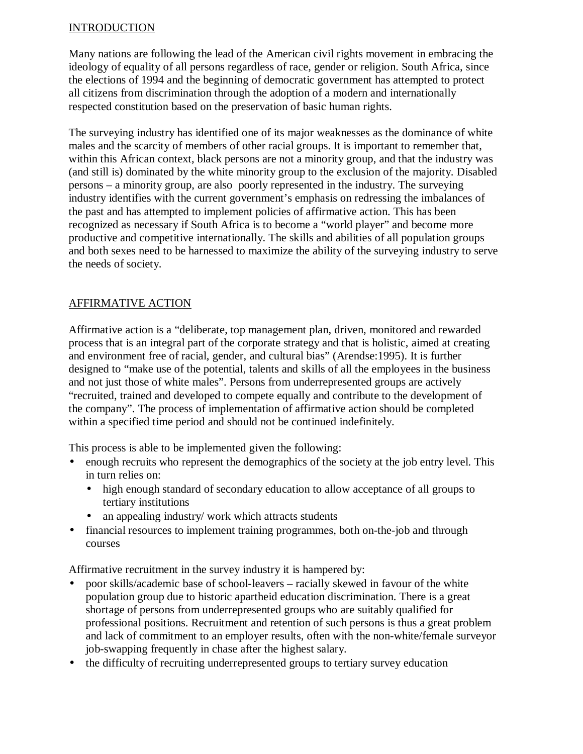## INTRODUCTION

Many nations are following the lead of the American civil rights movement in embracing the ideology of equality of all persons regardless of race, gender or religion. South Africa, since the elections of 1994 and the beginning of democratic government has attempted to protect all citizens from discrimination through the adoption of a modern and internationally respected constitution based on the preservation of basic human rights.

The surveying industry has identified one of its major weaknesses as the dominance of white males and the scarcity of members of other racial groups. It is important to remember that, within this African context, black persons are not a minority group, and that the industry was (and still is) dominated by the white minority group to the exclusion of the majority. Disabled persons – a minority group, are also poorly represented in the industry. The surveying industry identifies with the current government's emphasis on redressing the imbalances of the past and has attempted to implement policies of affirmative action. This has been recognized as necessary if South Africa is to become a "world player" and become more productive and competitive internationally. The skills and abilities of all population groups and both sexes need to be harnessed to maximize the ability of the surveying industry to serve the needs of society.

## AFFIRMATIVE ACTION

Affirmative action is a "deliberate, top management plan, driven, monitored and rewarded process that is an integral part of the corporate strategy and that is holistic, aimed at creating and environment free of racial, gender, and cultural bias" (Arendse:1995). It is further designed to "make use of the potential, talents and skills of all the employees in the business and not just those of white males". Persons from underrepresented groups are actively "recruited, trained and developed to compete equally and contribute to the development of the company". The process of implementation of affirmative action should be completed within a specified time period and should not be continued indefinitely.

This process is able to be implemented given the following:

- enough recruits who represent the demographics of the society at the job entry level. This in turn relies on:
  - high enough standard of secondary education to allow acceptance of all groups to tertiary institutions
  - an appealing industry/ work which attracts students
- financial resources to implement training programmes, both on-the-job and through courses

Affirmative recruitment in the survey industry it is hampered by:

- poor skills/academic base of school-leavers – racially skewed in favour of the white population group due to historic apartheid education discrimination. There is a great shortage of persons from underrepresented groups who are suitably qualified for professional positions. Recruitment and retention of such persons is thus a great problem and lack of commitment to an employer results, often with the non-white/female surveyor job-swapping frequently in chase after the highest salary.
- the difficulty of recruiting underrepresented groups to tertiary survey education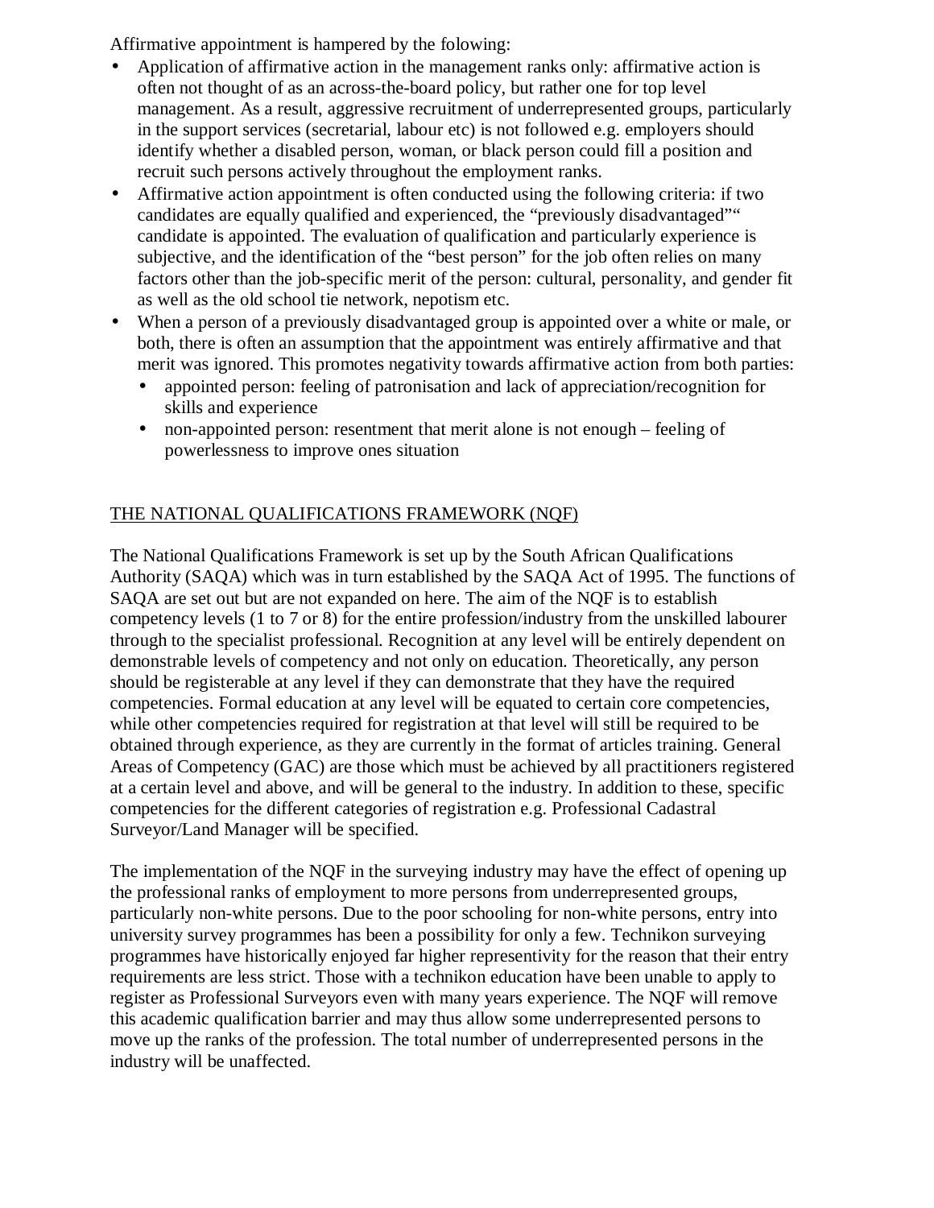Affirmative appointment is hampered by the folowing:

- Application of affirmative action in the management ranks only: affirmative action is often not thought of as an across-the-board policy, but rather one for top level management. As a result, aggressive recruitment of underrepresented groups, particularly in the support services (secretarial, labour etc) is not followed e.g. employers should identify whether a disabled person, woman, or black person could fill a position and recruit such persons actively throughout the employment ranks.
- Affirmative action appointment is often conducted using the following criteria: if two candidates are equally qualified and experienced, the "previously disadvantaged"" candidate is appointed. The evaluation of qualification and particularly experience is subjective, and the identification of the "best person" for the job often relies on many factors other than the job-specific merit of the person: cultural, personality, and gender fit as well as the old school tie network, nepotism etc.
- When a person of a previously disadvantaged group is appointed over a white or male, or both, there is often an assumption that the appointment was entirely affirmative and that merit was ignored. This promotes negativity towards affirmative action from both parties:
  - appointed person: feeling of patronisation and lack of appreciation/recognition for skills and experience
  - non-appointed person: resentment that merit alone is not enough – feeling of powerlessness to improve ones situation

## THE NATIONAL QUALIFICATIONS FRAMEWORK (NQF)

The National Qualifications Framework is set up by the South African Qualifications Authority (SAQA) which was in turn established by the SAQA Act of 1995. The functions of SAQA are set out but are not expanded on here. The aim of the NQF is to establish competency levels (1 to 7 or 8) for the entire profession/industry from the unskilled labourer through to the specialist professional. Recognition at any level will be entirely dependent on demonstrable levels of competency and not only on education. Theoretically, any person should be registerable at any level if they can demonstrate that they have the required competencies. Formal education at any level will be equated to certain core competencies, while other competencies required for registration at that level will still be required to be obtained through experience, as they are currently in the format of articles training. General Areas of Competency (GAC) are those which must be achieved by all practitioners registered at a certain level and above, and will be general to the industry. In addition to these, specific competencies for the different categories of registration e.g. Professional Cadastral Surveyor/Land Manager will be specified.

The implementation of the NQF in the surveying industry may have the effect of opening up the professional ranks of employment to more persons from underrepresented groups, particularly non-white persons. Due to the poor schooling for non-white persons, entry into university survey programmes has been a possibility for only a few. Technikon surveying programmes have historically enjoyed far higher representivity for the reason that their entry requirements are less strict. Those with a technikon education have been unable to apply to register as Professional Surveyors even with many years experience. The NQF will remove this academic qualification barrier and may thus allow some underrepresented persons to move up the ranks of the profession. The total number of underrepresented persons in the industry will be unaffected.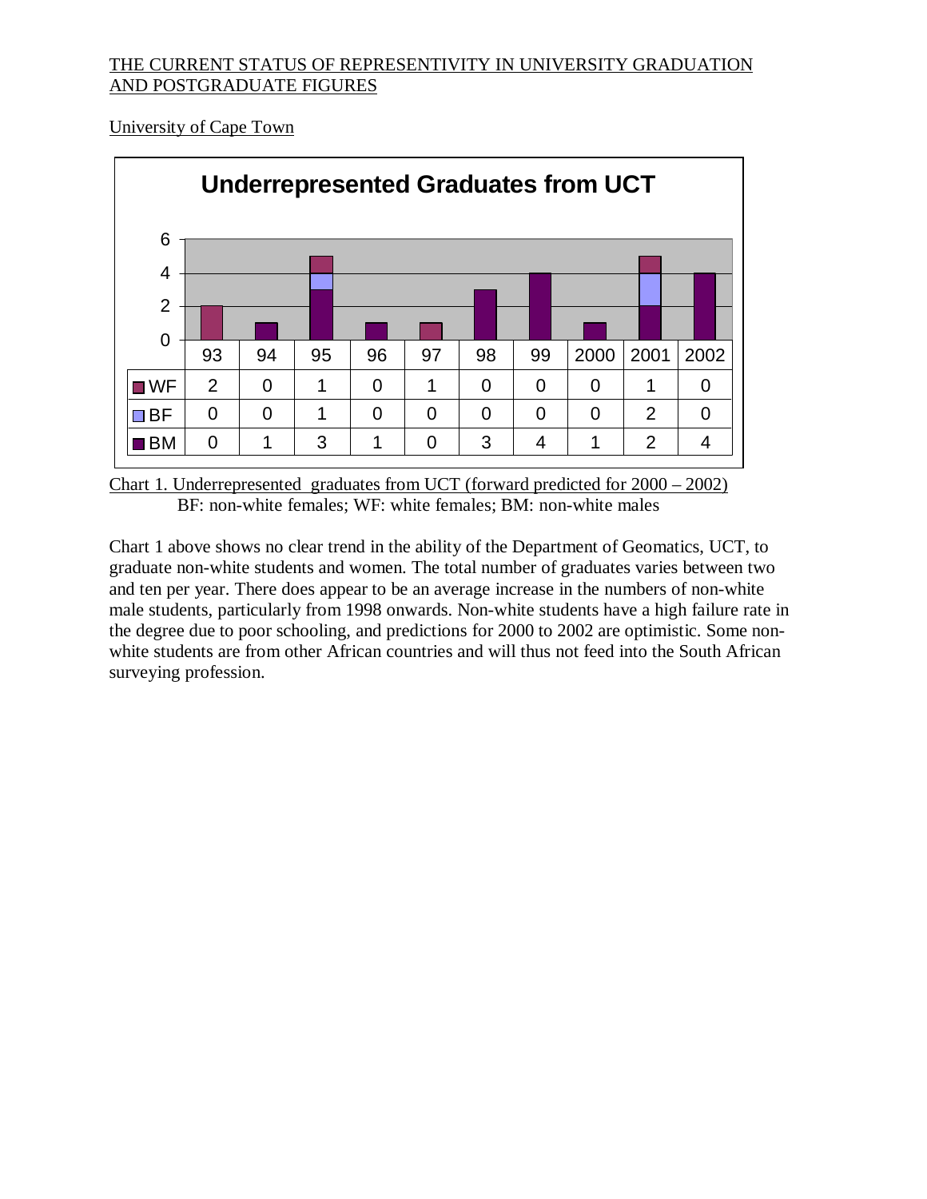THE CURRENT STATUS OF REPRESENTIVITY IN UNIVERSITY GRADUATION AND POSTGRADUATE FIGURES

University of Cape Town

**Underrepresented Graduates from UCT**

| | 93 | 94 | 95 | 96 | 97 | 98 | 99 | 2000 | 2001 | 2002 |
|---|---|---|---|---|---|---|---|---|---|---|
| WF | 2 | 0 | 1 | 0 | 1 | 0 | 0 | 0 | 1 | 0 |
| BF | 0 | 0 | 1 | 0 | 0 | 0 | 0 | 0 | 2 | 0 |
| BM | 0 | 1 | 3 | 1 | 0 | 3 | 4 | 1 | 2 | 4 |

Chart 1. Underrepresented graduates from UCT (forward predicted for 2000 – 2002)
BF: non-white females; WF: white females; BM: non-white males

Chart 1 above shows no clear trend in the ability of the Department of Geomatics, UCT, to graduate non-white students and women. The total number of graduates varies between two and ten per year. There does appear to be an average increase in the numbers of non-white male students, particularly from 1998 onwards. Non-white students have a high failure rate in the degree due to poor schooling, and predictions for 2000 to 2002 are optimistic. Some non-white students are from other African countries and will thus not feed into the South African surveying profession.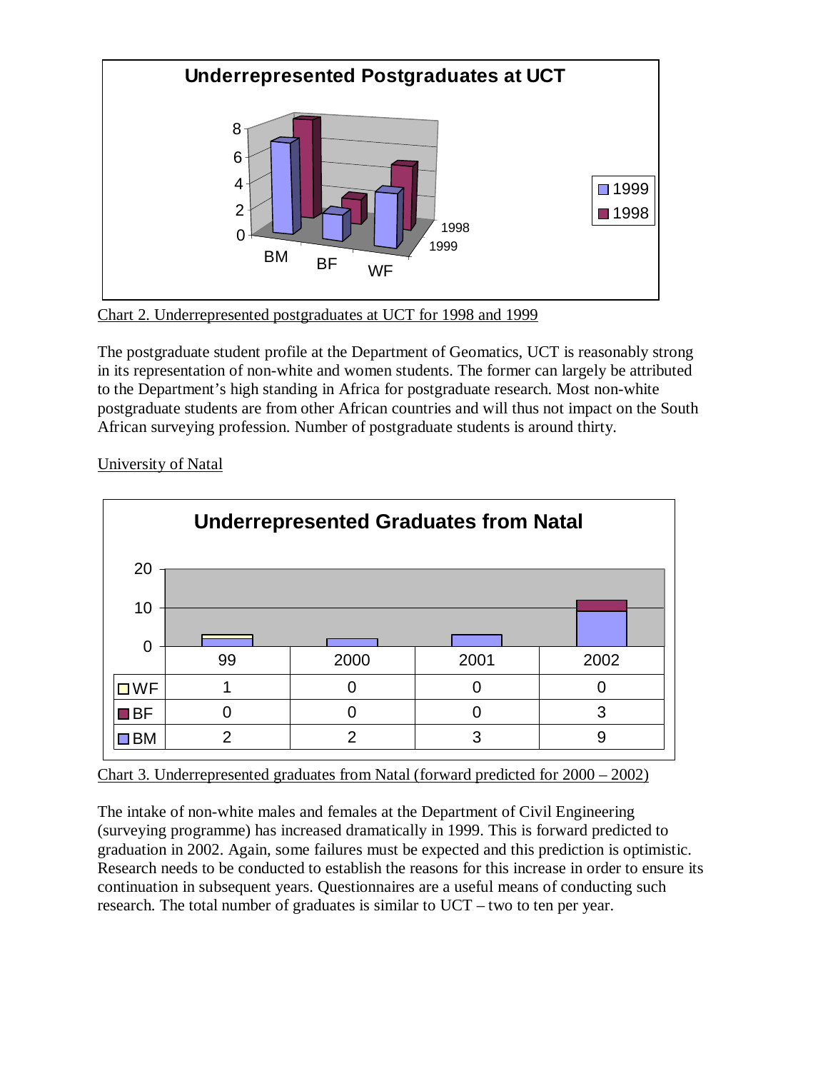Chart 2. Underrepresented postgraduates at UCT for 1998 and 1999

The postgraduate student profile at the Department of Geomatics, UCT is reasonably strong in its representation of non-white and women students. The former can largely be attributed to the Department's high standing in Africa for postgraduate research. Most non-white postgraduate students are from other African countries and will thus not impact on the South African surveying profession. Number of postgraduate students is around thirty.

University of Natal

**Underrepresented Graduates from Natal**

| | 99 | 2000 | 2001 | 2002 |
|---|---|---|---|---|
| WF | 1 | 0 | 0 | 0 |
| BF | 0 | 0 | 0 | 3 |
| BM | 2 | 2 | 3 | 9 |

Chart 3. Underrepresented graduates from Natal (forward predicted for 2000 – 2002)

The intake of non-white males and females at the Department of Civil Engineering (surveying programme) has increased dramatically in 1999. This is forward predicted to graduation in 2002. Again, some failures must be expected and this prediction is optimistic. Research needs to be conducted to establish the reasons for this increase in order to ensure its continuation in subsequent years. Questionnaires are a useful means of conducting such research. The total number of graduates is similar to UCT – two to ten per year.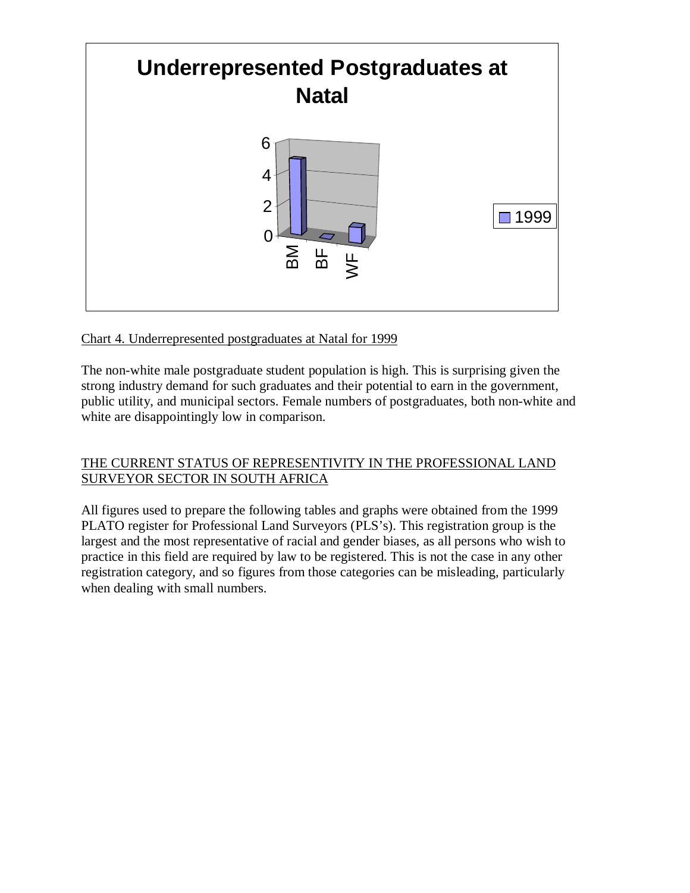Chart 4. Underrepresented postgraduates at Natal for 1999

The non-white male postgraduate student population is high. This is surprising given the strong industry demand for such graduates and their potential to earn in the government, public utility, and municipal sectors. Female numbers of postgraduates, both non-white and white are disappointingly low in comparison.

## THE CURRENT STATUS OF REPRESENTIVITY IN THE PROFESSIONAL LAND SURVEYOR SECTOR IN SOUTH AFRICA

All figures used to prepare the following tables and graphs were obtained from the 1999 PLATO register for Professional Land Surveyors (PLS's). This registration group is the largest and the most representative of racial and gender biases, as all persons who wish to practice in this field are required by law to be registered. This is not the case in any other registration category, and so figures from those categories can be misleading, particularly when dealing with small numbers.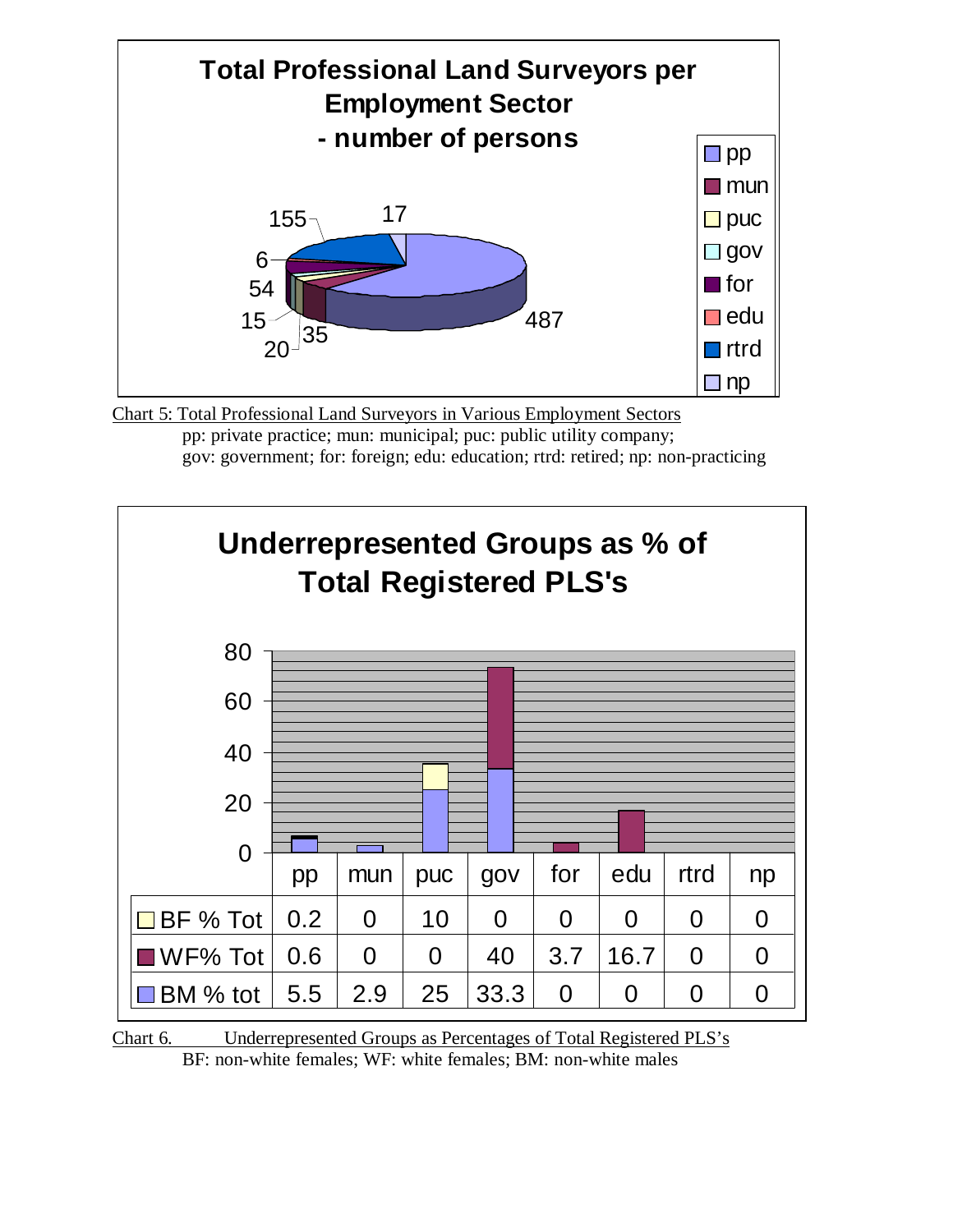**Total Professional Land Surveyors per Employment Sector - number of persons**

| Sector | Number of persons |
|---|---|
| pp | 487 |
| mun | 35 |
| puc | 20 |
| gov | 15 |
| for | 54 |
| edu | 6 |
| rtrd | 155 |
| np | 17 |

Chart 5: Total Professional Land Surveyors in Various Employment Sectors

pp: private practice; mun: municipal; puc: public utility company; gov: government; for: foreign; edu: education; rtrd: retired; np: non-practicing

**Underrepresented Groups as % of Total Registered PLS's**

| | pp | mun | puc | gov | for | edu | rtrd | np |
|---|---|---|---|---|---|---|---|---|
| BF % Tot | 0.2 | 0 | 10 | 0 | 0 | 0 | 0 | 0 |
| WF% Tot | 0.6 | 0 | 0 | 40 | 3.7 | 16.7 | 0 | 0 |
| BM % tot | 5.5 | 2.9 | 25 | 33.3 | 0 | 0 | 0 | 0 |

Chart 6. Underrepresented Groups as Percentages of Total Registered PLS's

BF: non-white females; WF: white females; BM: non-white males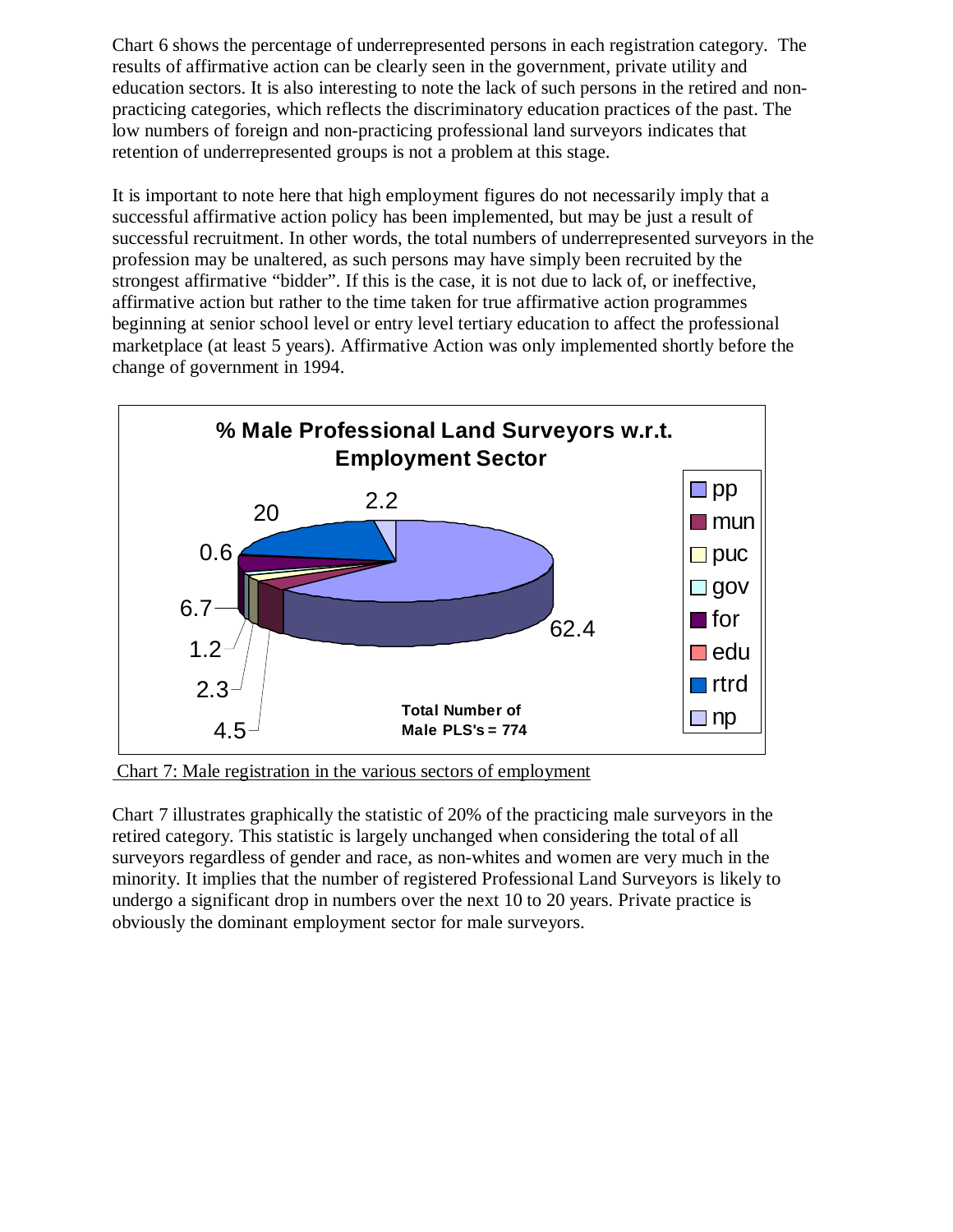Chart 6 shows the percentage of underrepresented persons in each registration category. The results of affirmative action can be clearly seen in the government, private utility and education sectors. It is also interesting to note the lack of such persons in the retired and non-practicing categories, which reflects the discriminatory education practices of the past. The low numbers of foreign and non-practicing professional land surveyors indicates that retention of underrepresented groups is not a problem at this stage.

It is important to note here that high employment figures do not necessarily imply that a successful affirmative action policy has been implemented, but may be just a result of successful recruitment. In other words, the total numbers of underrepresented surveyors in the profession may be unaltered, as such persons may have simply been recruited by the strongest affirmative "bidder". If this is the case, it is not due to lack of, or ineffective, affirmative action but rather to the time taken for true affirmative action programmes beginning at senior school level or entry level tertiary education to affect the professional marketplace (at least 5 years). Affirmative Action was only implemented shortly before the change of government in 1994.

**% Male Professional Land Surveyors w.r.t. Employment Sector**

| Sector | % |
|---|---|
| pp | 62.4 |
| mun | 6.7 |
| puc | 1.2 |
| gov | 2.3 |
| for | 4.5 |
| edu | 0.6 |
| rtrd | 20 |
| np | 2.2 |

Total Number of Male PLS's = 774

Chart 7: Male registration in the various sectors of employment

Chart 7 illustrates graphically the statistic of 20% of the practicing male surveyors in the retired category. This statistic is largely unchanged when considering the total of all surveyors regardless of gender and race, as non-whites and women are very much in the minority. It implies that the number of registered Professional Land Surveyors is likely to undergo a significant drop in numbers over the next 10 to 20 years. Private practice is obviously the dominant employment sector for male surveyors.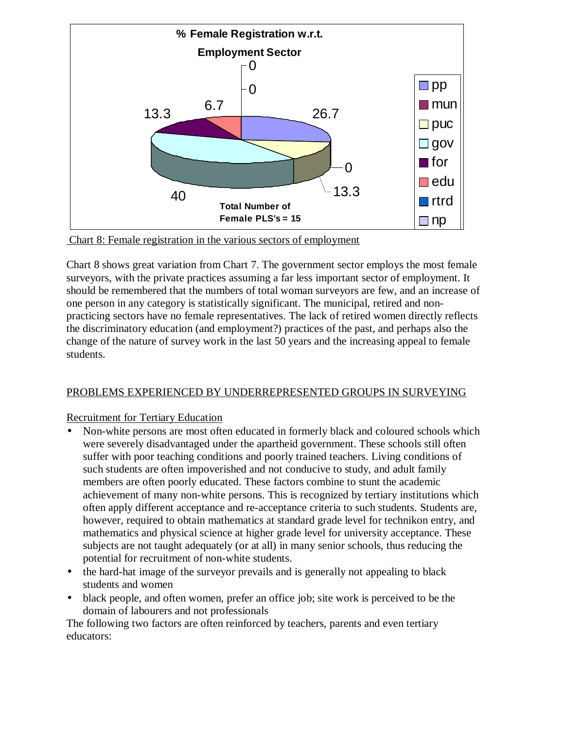**% Female Registration w.r.t. Employment Sector**

| Sector | % |
|---|---|
| pp | 26.7 |
| mun | 0 |
| puc | 13.3 |
| gov | 40 |
| for | 13.3 |
| edu | 6.7 |
| rtrd | 0 |
| np | 0 |

Total Number of Female PLS's = 15

Chart 8: Female registration in the various sectors of employment

Chart 8 shows great variation from Chart 7. The government sector employs the most female surveyors, with the private practices assuming a far less important sector of employment. It should be remembered that the numbers of total woman surveyors are few, and an increase of one person in any category is statistically significant. The municipal, retired and non-practicing sectors have no female representatives. The lack of retired women directly reflects the discriminatory education (and employment?) practices of the past, and perhaps also the change of the nature of survey work in the last 50 years and the increasing appeal to female students.

## PROBLEMS EXPERIENCED BY UNDERREPRESENTED GROUPS IN SURVEYING

### Recruitment for Tertiary Education

- Non-white persons are most often educated in formerly black and coloured schools which were severely disadvantaged under the apartheid government. These schools still often suffer with poor teaching conditions and poorly trained teachers. Living conditions of such students are often impoverished and not conducive to study, and adult family members are often poorly educated. These factors combine to stunt the academic achievement of many non-white persons. This is recognized by tertiary institutions which often apply different acceptance and re-acceptance criteria to such students. Students are, however, required to obtain mathematics at standard grade level for technikon entry, and mathematics and physical science at higher grade level for university acceptance. These subjects are not taught adequately (or at all) in many senior schools, thus reducing the potential for recruitment of non-white students.
- the hard-hat image of the surveyor prevails and is generally not appealing to black students and women
- black people, and often women, prefer an office job; site work is perceived to be the domain of labourers and not professionals

The following two factors are often reinforced by teachers, parents and even tertiary educators: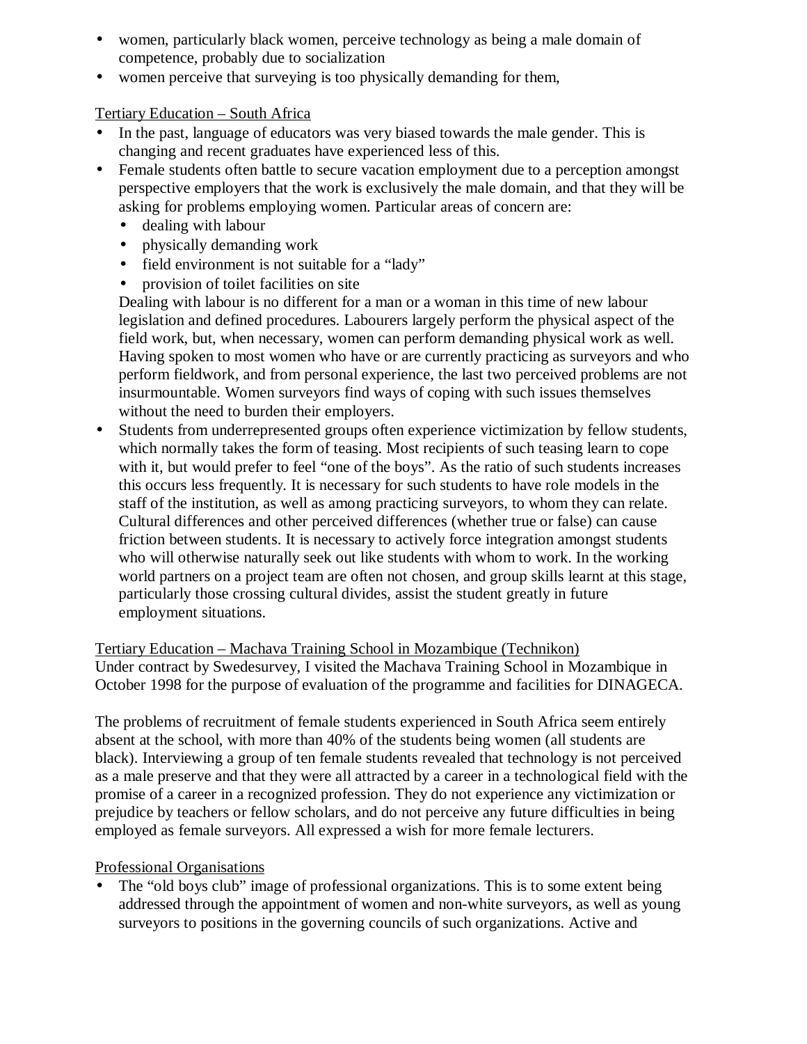- women, particularly black women, perceive technology as being a male domain of competence, probably due to socialization
- women perceive that surveying is too physically demanding for them,

<u>Tertiary Education – South Africa</u>

- In the past, language of educators was very biased towards the male gender. This is changing and recent graduates have experienced less of this.
- Female students often battle to secure vacation employment due to a perception amongst perspective employers that the work is exclusively the male domain, and that they will be asking for problems employing women. Particular areas of concern are:
  - dealing with labour
  - physically demanding work
  - field environment is not suitable for a "lady"
  - provision of toilet facilities on site

  Dealing with labour is no different for a man or a woman in this time of new labour legislation and defined procedures. Labourers largely perform the physical aspect of the field work, but, when necessary, women can perform demanding physical work as well. Having spoken to most women who have or are currently practicing as surveyors and who perform fieldwork, and from personal experience, the last two perceived problems are not insurmountable. Women surveyors find ways of coping with such issues themselves without the need to burden their employers.
- Students from underrepresented groups often experience victimization by fellow students, which normally takes the form of teasing. Most recipients of such teasing learn to cope with it, but would prefer to feel "one of the boys". As the ratio of such students increases this occurs less frequently. It is necessary for such students to have role models in the staff of the institution, as well as among practicing surveyors, to whom they can relate. Cultural differences and other perceived differences (whether true or false) can cause friction between students. It is necessary to actively force integration amongst students who will otherwise naturally seek out like students with whom to work. In the working world partners on a project team are often not chosen, and group skills learnt at this stage, particularly those crossing cultural divides, assist the student greatly in future employment situations.

<u>Tertiary Education – Machava Training School in Mozambique (Technikon)</u>

Under contract by Swedesurvey, I visited the Machava Training School in Mozambique in October 1998 for the purpose of evaluation of the programme and facilities for DINAGECA.

The problems of recruitment of female students experienced in South Africa seem entirely absent at the school, with more than 40% of the students being women (all students are black). Interviewing a group of ten female students revealed that technology is not perceived as a male preserve and that they were all attracted by a career in a technological field with the promise of a career in a recognized profession. They do not experience any victimization or prejudice by teachers or fellow scholars, and do not perceive any future difficulties in being employed as female surveyors. All expressed a wish for more female lecturers.

<u>Professional Organisations</u>

- The "old boys club" image of professional organizations. This is to some extent being addressed through the appointment of women and non-white surveyors, as well as young surveyors to positions in the governing councils of such organizations. Active and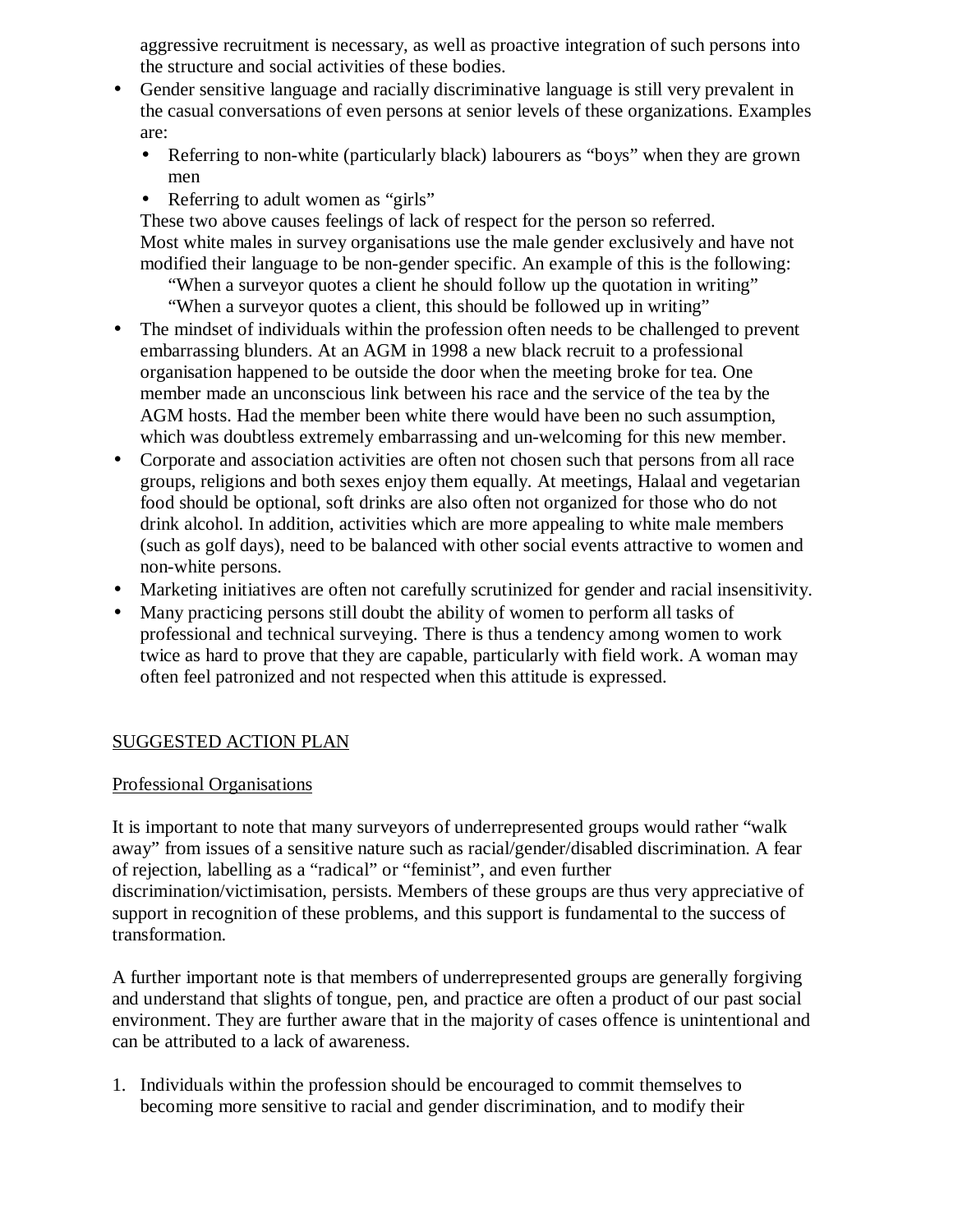aggressive recruitment is necessary, as well as proactive integration of such persons into the structure and social activities of these bodies.

- Gender sensitive language and racially discriminative language is still very prevalent in the casual conversations of even persons at senior levels of these organizations. Examples are:
  - Referring to non-white (particularly black) labourers as "boys" when they are grown men
  - Referring to adult women as "girls"

  These two above causes feelings of lack of respect for the person so referred.
  Most white males in survey organisations use the male gender exclusively and have not modified their language to be non-gender specific. An example of this is the following:
  "When a surveyor quotes a client he should follow up the quotation in writing"
  "When a surveyor quotes a client, this should be followed up in writing"
- The mindset of individuals within the profession often needs to be challenged to prevent embarrassing blunders. At an AGM in 1998 a new black recruit to a professional organisation happened to be outside the door when the meeting broke for tea. One member made an unconscious link between his race and the service of the tea by the AGM hosts. Had the member been white there would have been no such assumption, which was doubtless extremely embarrassing and un-welcoming for this new member.
- Corporate and association activities are often not chosen such that persons from all race groups, religions and both sexes enjoy them equally. At meetings, Halaal and vegetarian food should be optional, soft drinks are also often not organized for those who do not drink alcohol. In addition, activities which are more appealing to white male members (such as golf days), need to be balanced with other social events attractive to women and non-white persons.
- Marketing initiatives are often not carefully scrutinized for gender and racial insensitivity.
- Many practicing persons still doubt the ability of women to perform all tasks of professional and technical surveying. There is thus a tendency among women to work twice as hard to prove that they are capable, particularly with field work. A woman may often feel patronized and not respected when this attitude is expressed.

## SUGGESTED ACTION PLAN

### Professional Organisations

It is important to note that many surveyors of underrepresented groups would rather "walk away" from issues of a sensitive nature such as racial/gender/disabled discrimination. A fear of rejection, labelling as a "radical" or "feminist", and even further discrimination/victimisation, persists. Members of these groups are thus very appreciative of support in recognition of these problems, and this support is fundamental to the success of transformation.

A further important note is that members of underrepresented groups are generally forgiving and understand that slights of tongue, pen, and practice are often a product of our past social environment. They are further aware that in the majority of cases offence is unintentional and can be attributed to a lack of awareness.

1. Individuals within the profession should be encouraged to commit themselves to becoming more sensitive to racial and gender discrimination, and to modify their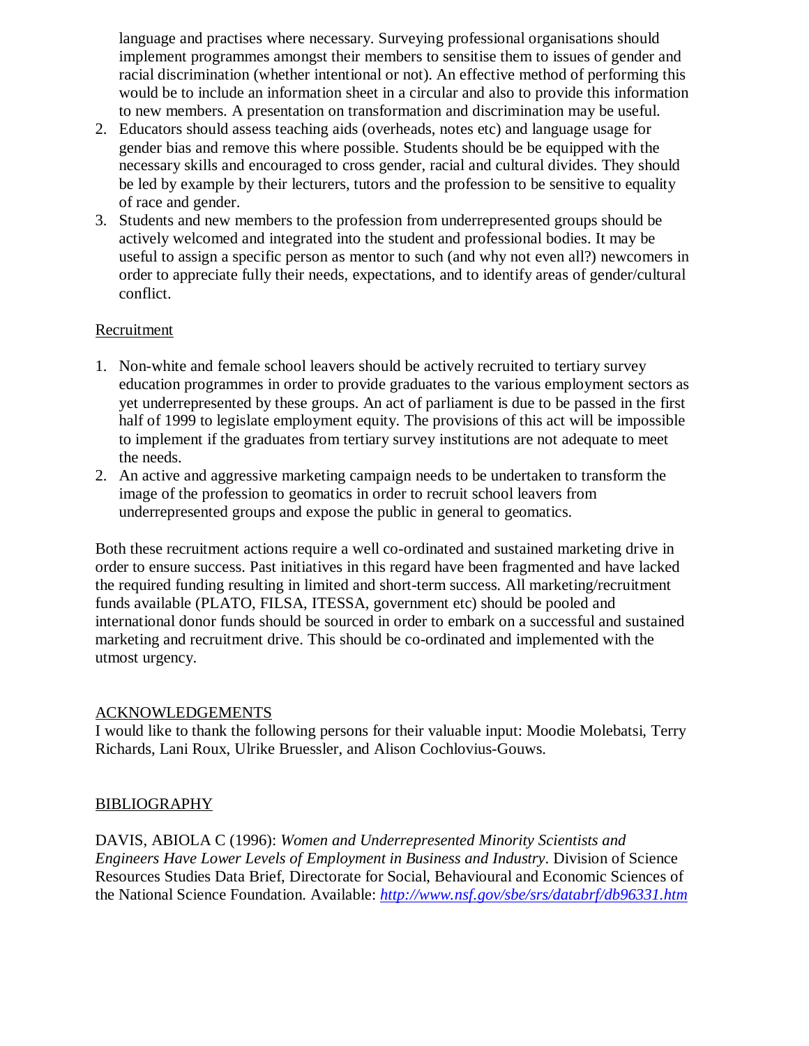language and practises where necessary. Surveying professional organisations should implement programmes amongst their members to sensitise them to issues of gender and racial discrimination (whether intentional or not). An effective method of performing this would be to include an information sheet in a circular and also to provide this information to new members. A presentation on transformation and discrimination may be useful.

2. Educators should assess teaching aids (overheads, notes etc) and language usage for gender bias and remove this where possible. Students should be be equipped with the necessary skills and encouraged to cross gender, racial and cultural divides. They should be led by example by their lecturers, tutors and the profession to be sensitive to equality of race and gender.
3. Students and new members to the profession from underrepresented groups should be actively welcomed and integrated into the student and professional bodies. It may be useful to assign a specific person as mentor to such (and why not even all?) newcomers in order to appreciate fully their needs, expectations, and to identify areas of gender/cultural conflict.

<u>Recruitment</u>

1. Non-white and female school leavers should be actively recruited to tertiary survey education programmes in order to provide graduates to the various employment sectors as yet underrepresented by these groups. An act of parliament is due to be passed in the first half of 1999 to legislate employment equity. The provisions of this act will be impossible to implement if the graduates from tertiary survey institutions are not adequate to meet the needs.
2. An active and aggressive marketing campaign needs to be undertaken to transform the image of the profession to geomatics in order to recruit school leavers from underrepresented groups and expose the public in general to geomatics.

Both these recruitment actions require a well co-ordinated and sustained marketing drive in order to ensure success. Past initiatives in this regard have been fragmented and have lacked the required funding resulting in limited and short-term success. All marketing/recruitment funds available (PLATO, FILSA, ITESSA, government etc) should be pooled and international donor funds should be sourced in order to embark on a successful and sustained marketing and recruitment drive. This should be co-ordinated and implemented with the utmost urgency.

## ACKNOWLEDGEMENTS

I would like to thank the following persons for their valuable input: Moodie Molebatsi, Terry Richards, Lani Roux, Ulrike Bruessler, and Alison Cochlovius-Gouws.

## BIBLIOGRAPHY

DAVIS, ABIOLA C (1996): *Women and Underrepresented Minority Scientists and Engineers Have Lower Levels of Employment in Business and Industry*. Division of Science Resources Studies Data Brief, Directorate for Social, Behavioural and Economic Sciences of the National Science Foundation. Available: *http://www.nsf.gov/sbe/srs/databrf/db96331.htm*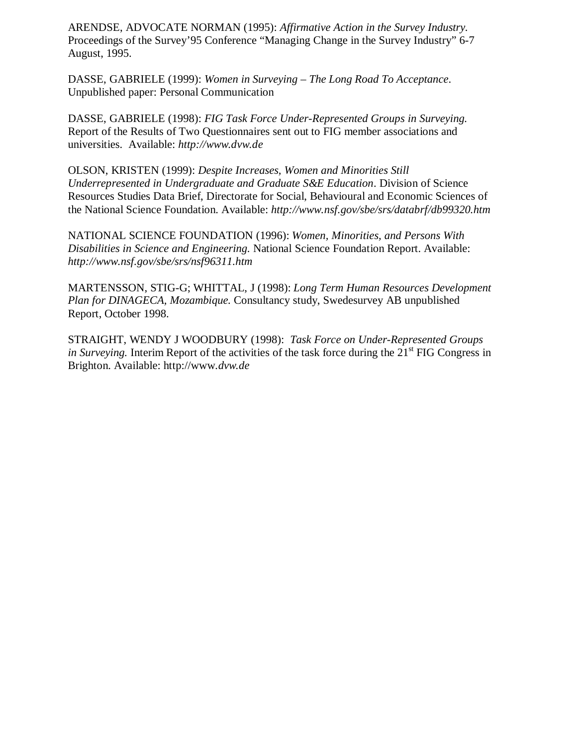ARENDSE, ADVOCATE NORMAN (1995): *Affirmative Action in the Survey Industry.* Proceedings of the Survey'95 Conference "Managing Change in the Survey Industry" 6-7 August, 1995.

DASSE, GABRIELE (1999): *Women in Surveying – The Long Road To Acceptance*. Unpublished paper: Personal Communication

DASSE, GABRIELE (1998): *FIG Task Force Under-Represented Groups in Surveying.* Report of the Results of Two Questionnaires sent out to FIG member associations and universities. Available: *http://www.dvw.de*

OLSON, KRISTEN (1999): *Despite Increases, Women and Minorities Still Underrepresented in Undergraduate and Graduate S&E Education*. Division of Science Resources Studies Data Brief, Directorate for Social, Behavioural and Economic Sciences of the National Science Foundation. Available: *http://www.nsf.gov/sbe/srs/databrf/db99320.htm*

NATIONAL SCIENCE FOUNDATION (1996): *Women, Minorities, and Persons With Disabilities in Science and Engineering.* National Science Foundation Report. Available: *http://www.nsf.gov/sbe/srs/nsf96311.htm*

MARTENSSON, STIG-G; WHITTAL, J (1998): *Long Term Human Resources Development Plan for DINAGECA, Mozambique.* Consultancy study, Swedesurvey AB unpublished Report, October 1998.

STRAIGHT, WENDY J WOODBURY (1998): *Task Force on Under-Represented Groups in Surveying.* Interim Report of the activities of the task force during the 21st FIG Congress in Brighton. Available: http://www.*dvw.de*